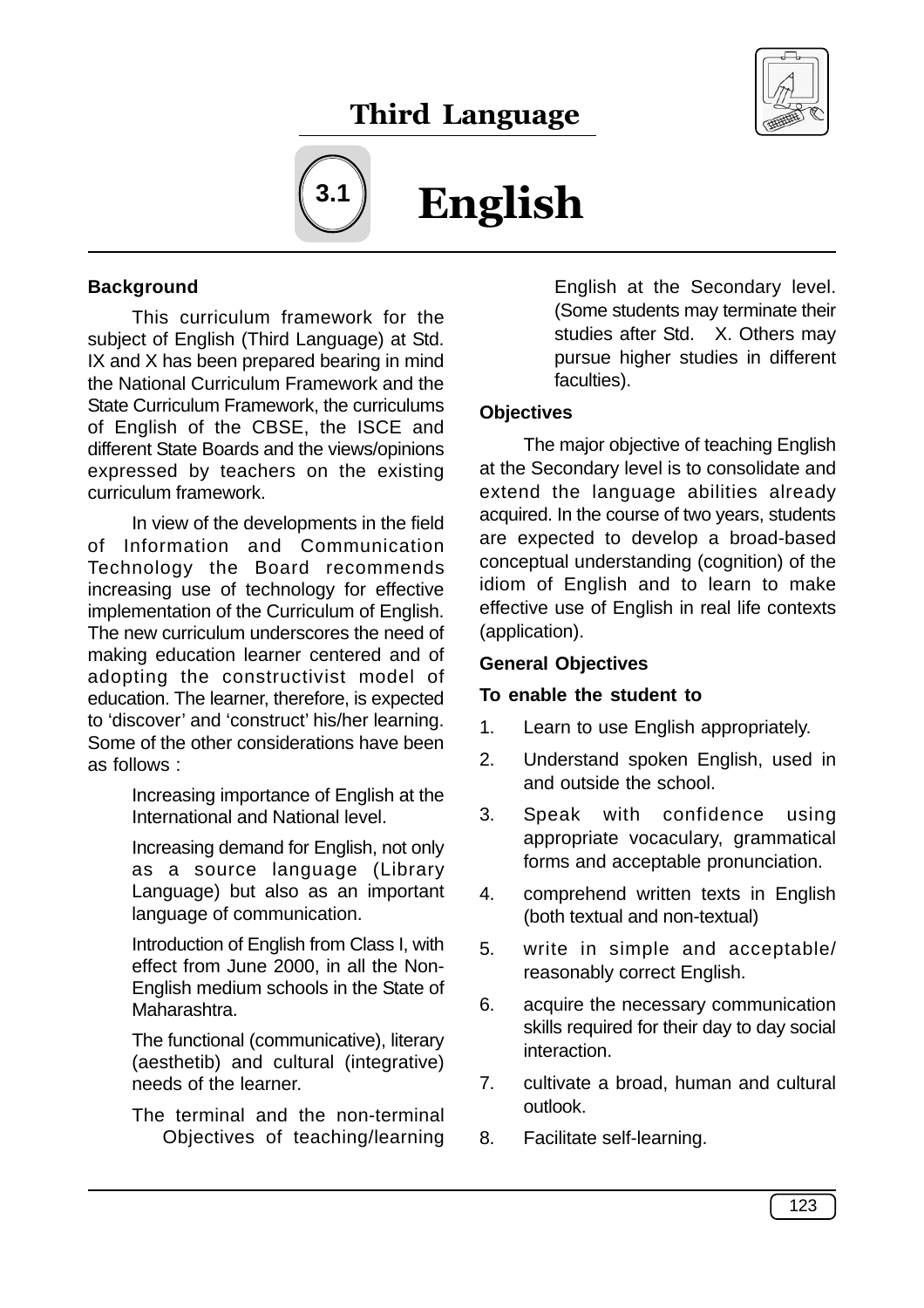# Third Language

## 3.1 English

### Background

This curriculum framework for the subject of English (Third Language) at Std. IX and X has been prepared bearing in mind the National Curriculum Framework and the State Curriculum Framework, the curriculums of English of the CBSE, the ISCE and different State Boards and the views/opinions expressed by teachers on the existing curriculum framework.

In view of the developments in the field of Information and Communication Technology the Board recommends increasing use of technology for effective implementation of the Curriculum of English. The new curriculum underscores the need of making education learner centered and of adopting the constructivist model of education. The learner, therefore, is expected to 'discover' and 'construct' his/her learning. Some of the other considerations have been as follows :

- Increasing importance of English at the International and National level.
- Increasing demand for English, not only as a source language (Library Language) but also as an important language of communication.
- Introduction of English from Class I, with effect from June 2000, in all the Non-English medium schools in the State of Maharashtra.
- The functional (communicative), literary (aesthetib) and cultural (integrative) needs of the learner.
- The terminal and the non-terminal Objectives of teaching/learning English at the Secondary level. (Some students may terminate their studies after Std. X. Others may pursue higher studies in different faculties).

### Objectives

The major objective of teaching English at the Secondary level is to consolidate and extend the language abilities already acquired. In the course of two years, students are expected to develop a broad-based conceptual understanding (cognition) of the idiom of English and to learn to make effective use of English in real life contexts (application).

### General Objectives

**To enable the student to**

1. Learn to use English appropriately.
2. Understand spoken English, used in and outside the school.
3. Speak with confidence using appropriate vocaculary, grammatical forms and acceptable pronunciation.
4. comprehend written texts in English (both textual and non-textual)
5. write in simple and acceptable/ reasonably correct English.
6. acquire the necessary communication skills required for their day to day social interaction.
7. cultivate a broad, human and cultural outlook.
8. Facilitate self-learning.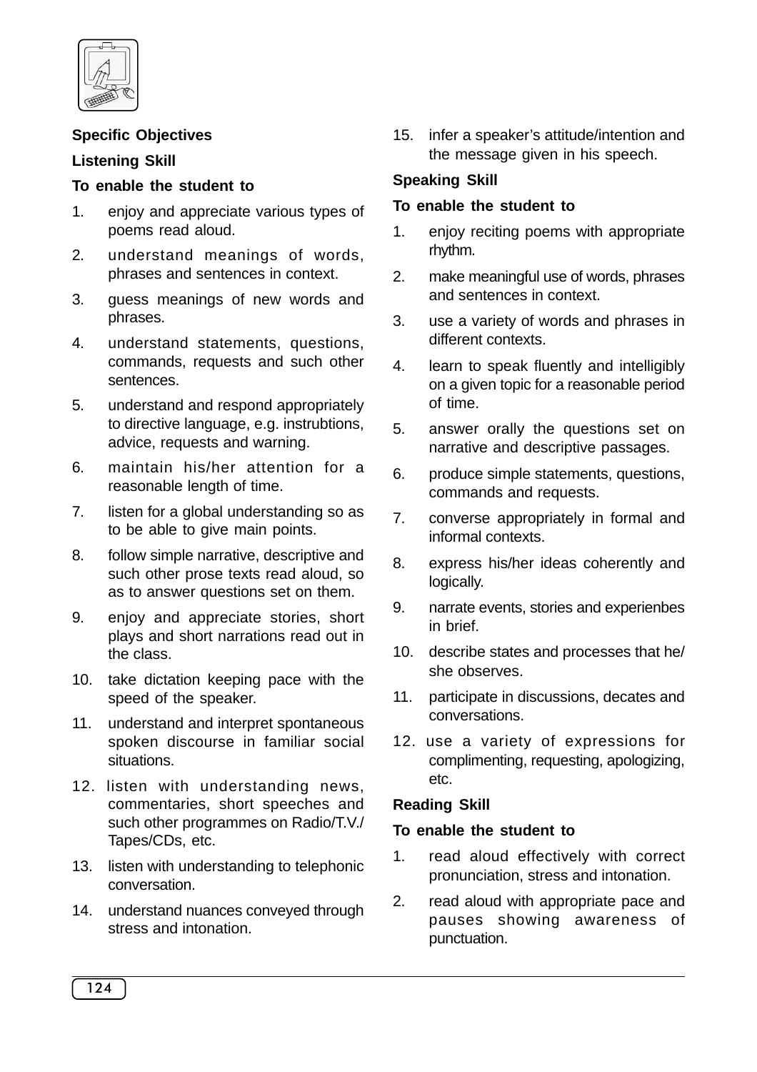**Specific Objectives**

**Listening Skill**

**To enable the student to**

1. enjoy and appreciate various types of poems read aloud.
2. understand meanings of words, phrases and sentences in context.
3. guess meanings of new words and phrases.
4. understand statements, questions, commands, requests and such other sentences.
5. understand and respond appropriately to directive language, e.g. instrubtions, advice, requests and warning.
6. maintain his/her attention for a reasonable length of time.
7. listen for a global understanding so as to be able to give main points.
8. follow simple narrative, descriptive and such other prose texts read aloud, so as to answer questions set on them.
9. enjoy and appreciate stories, short plays and short narrations read out in the class.
10. take dictation keeping pace with the speed of the speaker.
11. understand and interpret spontaneous spoken discourse in familiar social situations.
12. listen with understanding news, commentaries, short speeches and such other programmes on Radio/T.V./Tapes/CDs, etc.
13. listen with understanding to telephonic conversation.
14. understand nuances conveyed through stress and intonation.
15. infer a speaker's attitude/intention and the message given in his speech.

**Speaking Skill**

**To enable the student to**

1. enjoy reciting poems with appropriate rhythm.
2. make meaningful use of words, phrases and sentences in context.
3. use a variety of words and phrases in different contexts.
4. learn to speak fluently and intelligibly on a given topic for a reasonable period of time.
5. answer orally the questions set on narrative and descriptive passages.
6. produce simple statements, questions, commands and requests.
7. converse appropriately in formal and informal contexts.
8. express his/her ideas coherently and logically.
9. narrate events, stories and experienbes in brief.
10. describe states and processes that he/she observes.
11. participate in discussions, decates and conversations.
12. use a variety of expressions for complimenting, requesting, apologizing, etc.

**Reading Skill**

**To enable the student to**

1. read aloud effectively with correct pronunciation, stress and intonation.
2. read aloud with appropriate pace and pauses showing awareness of punctuation.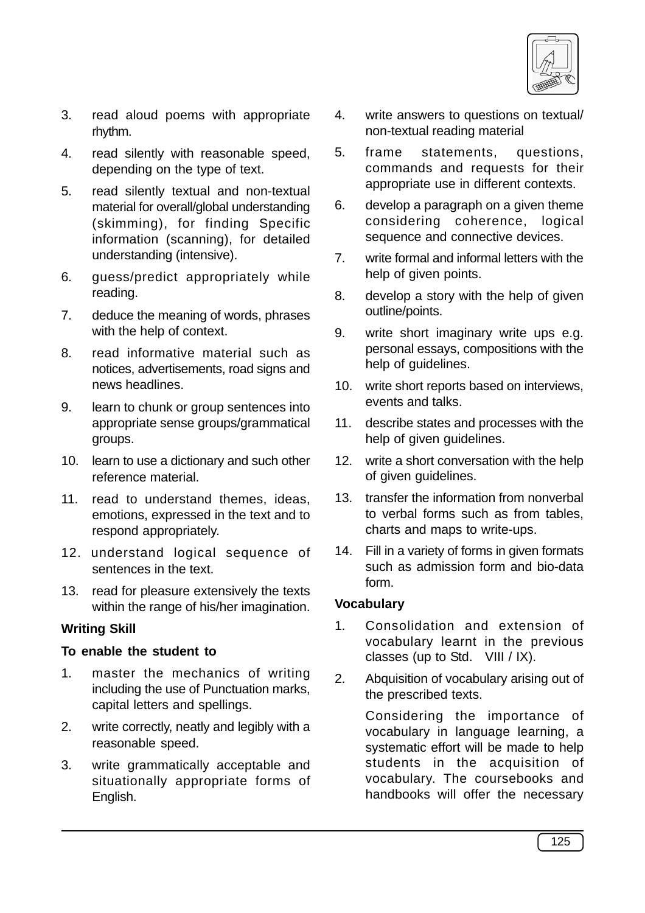3. read aloud poems with appropriate rhythm.
4. read silently with reasonable speed, depending on the type of text.
5. read silently textual and non-textual material for overall/global understanding (skimming), for finding Specific information (scanning), for detailed understanding (intensive).
6. guess/predict appropriately while reading.
7. deduce the meaning of words, phrases with the help of context.
8. read informative material such as notices, advertisements, road signs and news headlines.
9. learn to chunk or group sentences into appropriate sense groups/grammatical groups.
10. learn to use a dictionary and such other reference material.
11. read to understand themes, ideas, emotions, expressed in the text and to respond appropriately.
12. understand logical sequence of sentences in the text.
13. read for pleasure extensively the texts within the range of his/her imagination.

**Writing Skill**

**To enable the student to**

1. master the mechanics of writing including the use of Punctuation marks, capital letters and spellings.
2. write correctly, neatly and legibly with a reasonable speed.
3. write grammatically acceptable and situationally appropriate forms of English.
4. write answers to questions on textual/ non-textual reading material
5. frame statements, questions, commands and requests for their appropriate use in different contexts.
6. develop a paragraph on a given theme considering coherence, logical sequence and connective devices.
7. write formal and informal letters with the help of given points.
8. develop a story with the help of given outline/points.
9. write short imaginary write ups e.g. personal essays, compositions with the help of guidelines.
10. write short reports based on interviews, events and talks.
11. describe states and processes with the help of given guidelines.
12. write a short conversation with the help of given guidelines.
13. transfer the information from nonverbal to verbal forms such as from tables, charts and maps to write-ups.
14. Fill in a variety of forms in given formats such as admission form and bio-data form.

**Vocabulary**

1. Consolidation and extension of vocabulary learnt in the previous classes (up to Std. VIII / IX).
2. Abquisition of vocabulary arising out of the prescribed texts.

   Considering the importance of vocabulary in language learning, a systematic effort will be made to help students in the acquisition of vocabulary. The coursebooks and handbooks will offer the necessary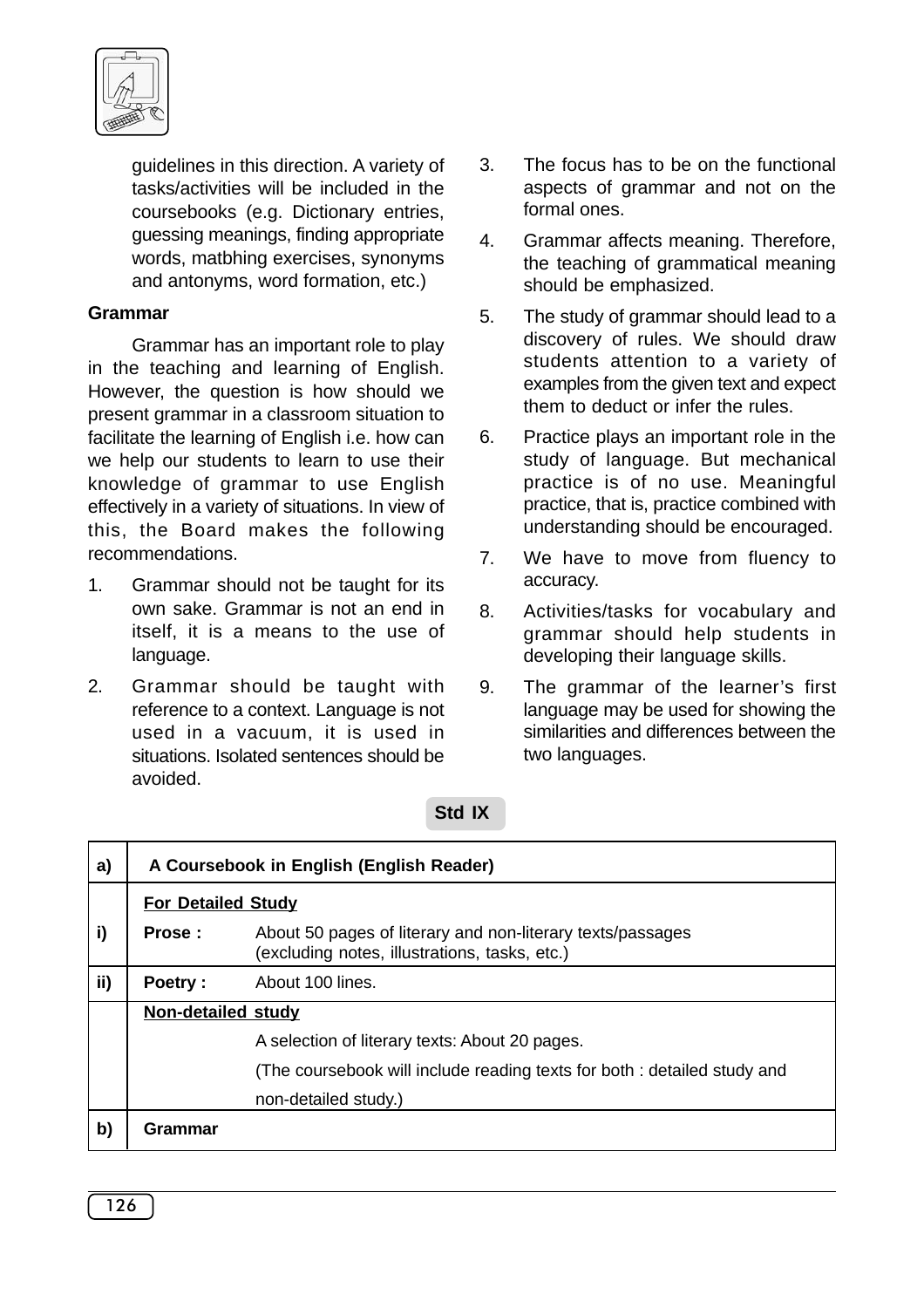guidelines in this direction. A variety of tasks/activities will be included in the coursebooks (e.g. Dictionary entries, guessing meanings, finding appropriate words, matbhing exercises, synonyms and antonyms, word formation, etc.)

**Grammar**

Grammar has an important role to play in the teaching and learning of English. However, the question is how should we present grammar in a classroom situation to facilitate the learning of English i.e. how can we help our students to learn to use their knowledge of grammar to use English effectively in a variety of situations. In view of this, the Board makes the following recommendations.

1. Grammar should not be taught for its own sake. Grammar is not an end in itself, it is a means to the use of language.
2. Grammar should be taught with reference to a context. Language is not used in a vacuum, it is used in situations. Isolated sentences should be avoided.
3. The focus has to be on the functional aspects of grammar and not on the formal ones.
4. Grammar affects meaning. Therefore, the teaching of grammatical meaning should be emphasized.
5. The study of grammar should lead to a discovery of rules. We should draw students attention to a variety of examples from the given text and expect them to deduct or infer the rules.
6. Practice plays an important role in the study of language. But mechanical practice is of no use. Meaningful practice, that is, practice combined with understanding should be encouraged.
7. We have to move from fluency to accuracy.
8. Activities/tasks for vocabulary and grammar should help students in developing their language skills.
9. The grammar of the learner's first language may be used for showing the similarities and differences between the two languages.

**Std IX**

| | | |
|---|---|---|
| **a)** | **A Coursebook in English (English Reader)** | |
| | **For Detailed Study** | |
| **i)** | **Prose :** | About 50 pages of literary and non-literary texts/passages (excluding notes, illustrations, tasks, etc.) |
| **ii)** | **Poetry :** | About 100 lines. |
| | **Non-detailed study** | |
| | | A selection of literary texts: About 20 pages. |
| | | (The coursebook will include reading texts for both : detailed study and non-detailed study.) |
| **b)** | **Grammar** | |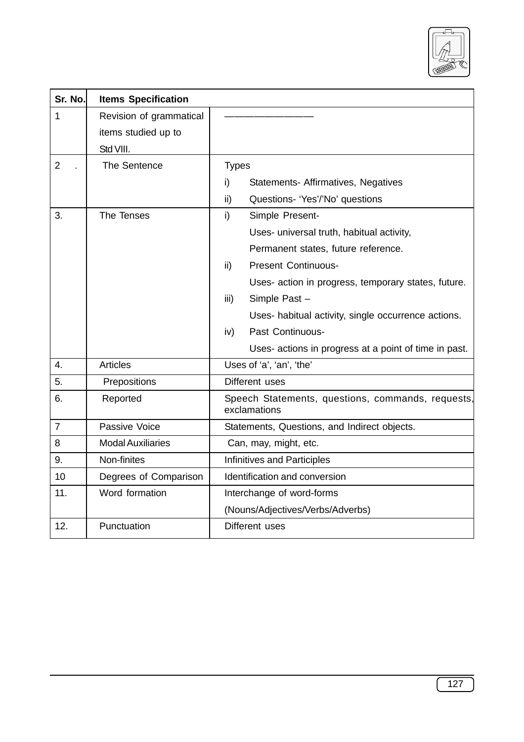| Sr. No. | Items Specification | |
|---|---|---|
| 1 | Revision of grammatical items studied up to Std VIII. | ———————— |
| 2 . | The Sentence | Types<br>i) Statements- Affirmatives, Negatives<br>ii) Questions- 'Yes'/'No' questions |
| 3. | The Tenses | i) Simple Present-<br>Uses- universal truth, habitual activity, Permanent states, future reference.<br>ii) Present Continuous-<br>Uses- action in progress, temporary states, future.<br>iii) Simple Past –<br>Uses- habitual activity, single occurrence actions.<br>iv) Past Continuous-<br>Uses- actions in progress at a point of time in past. |
| 4. | Articles | Uses of 'a', 'an', 'the' |
| 5. | Prepositions | Different uses |
| 6. | Reported | Speech Statements, questions, commands, requests, exclamations |
| 7 | Passive Voice | Statements, Questions, and Indirect objects. |
| 8 | Modal Auxiliaries | Can, may, might, etc. |
| 9. | Non-finites | Infinitives and Participles |
| 10 | Degrees of Comparison | Identification and conversion |
| 11. | Word formation | Interchange of word-forms (Nouns/Adjectives/Verbs/Adverbs) |
| 12. | Punctuation | Different uses |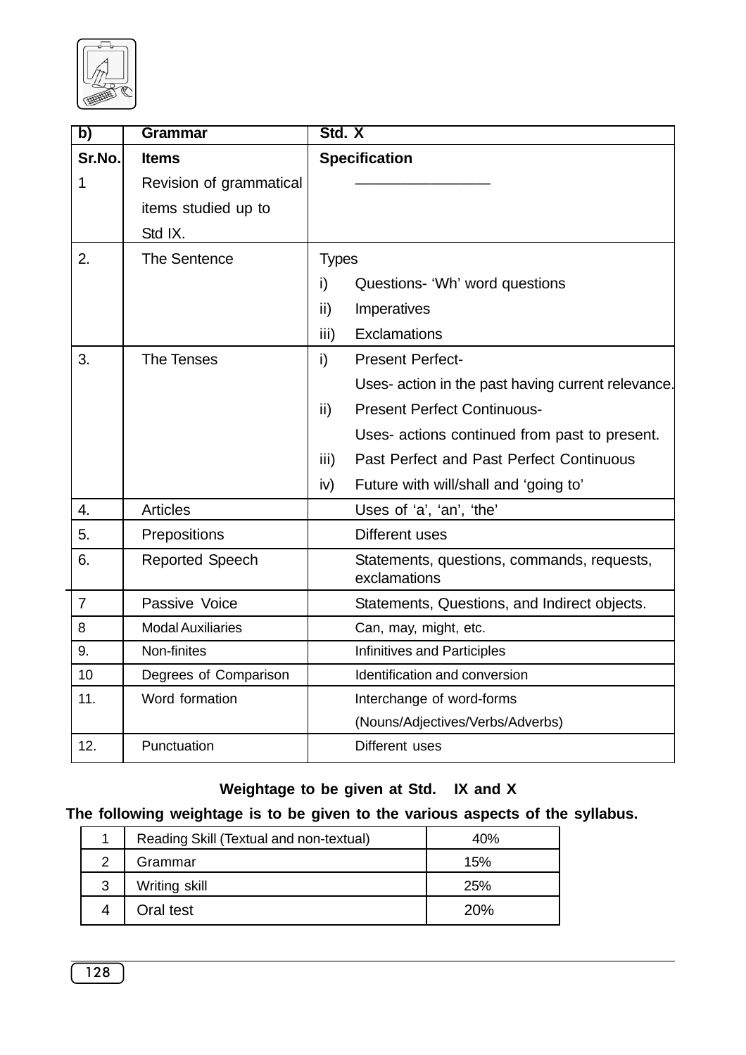| b) | Grammar | Std. X |
|---|---|---|
| Sr.No. | Items | Specification |
| 1 | Revision of grammatical items studied up to Std IX. | ———————— |
| 2. | The Sentence | Types<br>i) Questions- 'Wh' word questions<br>ii) Imperatives<br>iii) Exclamations |
| 3. | The Tenses | i) Present Perfect-<br>Uses- action in the past having current relevance.<br>ii) Present Perfect Continuous-<br>Uses- actions continued from past to present.<br>iii) Past Perfect and Past Perfect Continuous<br>iv) Future with will/shall and 'going to' |
| 4. | Articles | Uses of 'a', 'an', 'the' |
| 5. | Prepositions | Different uses |
| 6. | Reported Speech | Statements, questions, commands, requests, exclamations |
| 7 | Passive Voice | Statements, Questions, and Indirect objects. |
| 8 | Modal Auxiliaries | Can, may, might, etc. |
| 9. | Non-finites | Infinitives and Participles |
| 10 | Degrees of Comparison | Identification and conversion |
| 11. | Word formation | Interchange of word-forms<br>(Nouns/Adjectives/Verbs/Adverbs) |
| 12. | Punctuation | Different uses |

**Weightage to be given at Std. IX and X**

**The following weightage is to be given to the various aspects of the syllabus.**

| | | |
|---|---|---|
| 1 | Reading Skill (Textual and non-textual) | 40% |
| 2 | Grammar | 15% |
| 3 | Writing skill | 25% |
| 4 | Oral test | 20% |